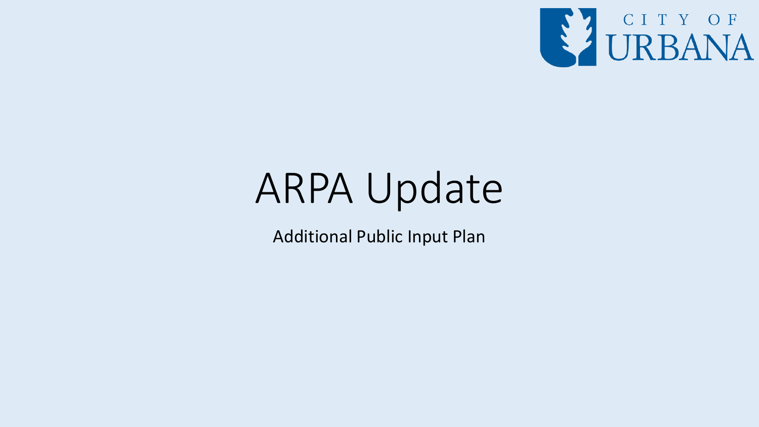CITY OF URBANA

# ARPA Update

Additional Public Input Plan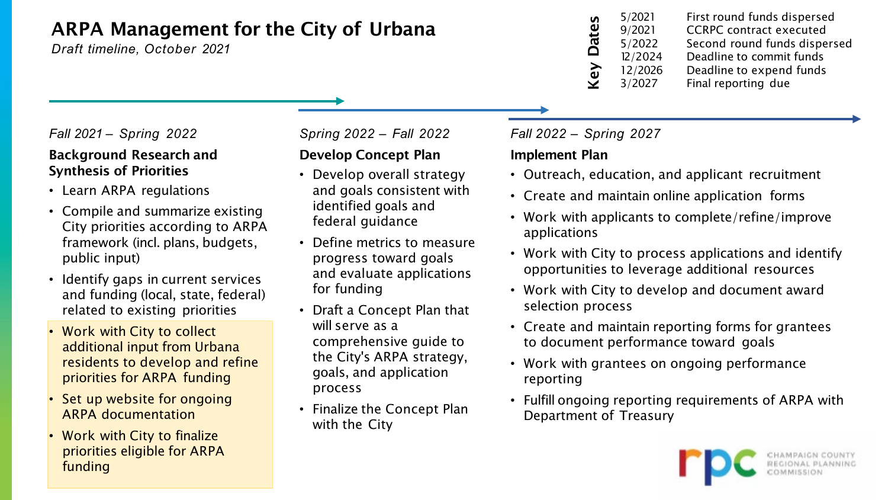# ARPA Management for the City of Urbana

*Draft timeline, October 2021*

**Key Dates**

| | |
|---|---|
| 5/2021 | First round funds dispersed |
| 9/2021 | CCRPC contract executed |
| 5/2022 | Second round funds dispersed |
| 12/2024 | Deadline to commit funds |
| 12/2026 | Deadline to expend funds |
| 3/2027 | Final reporting due |

*Fall 2021 – Spring 2022*

### Background Research and Synthesis of Priorities

- Learn ARPA regulations
- Compile and summarize existing City priorities according to ARPA framework (incl. plans, budgets, public input)
- Identify gaps in current services and funding (local, state, federal) related to existing priorities
- Work with City to collect additional input from Urbana residents to develop and refine priorities for ARPA funding
- Set up website for ongoing ARPA documentation
- Work with City to finalize priorities eligible for ARPA funding

*Spring 2022 – Fall 2022*

### Develop Concept Plan

- Develop overall strategy and goals consistent with identified goals and federal guidance
- Define metrics to measure progress toward goals and evaluate applications for funding
- Draft a Concept Plan that will serve as a comprehensive guide to the City's ARPA strategy, goals, and application process
- Finalize the Concept Plan with the City

*Fall 2022 – Spring 2027*

### Implement Plan

- Outreach, education, and applicant recruitment
- Create and maintain online application forms
- Work with applicants to complete/refine/improve applications
- Work with City to process applications and identify opportunities to leverage additional resources
- Work with City to develop and document award selection process
- Create and maintain reporting forms for grantees to document performance toward goals
- Work with grantees on ongoing performance reporting
- Fulfill ongoing reporting requirements of ARPA with Department of Treasury

rpc CHAMPAIGN COUNTY REGIONAL PLANNING COMMISSION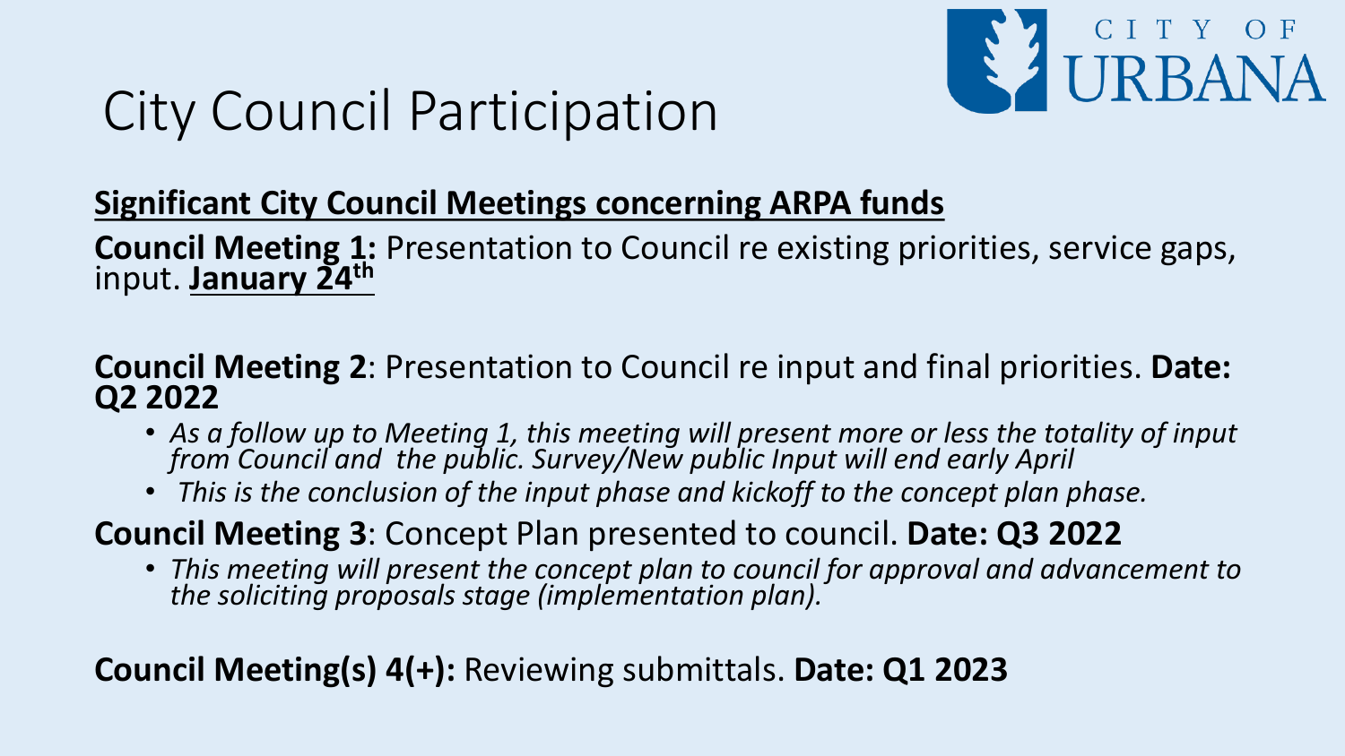# City Council Participation

CITY OF URBANA

**Significant City Council Meetings concerning ARPA funds**

**Council Meeting 1:** Presentation to Council re existing priorities, service gaps, input. **January 24th**

**Council Meeting 2**: Presentation to Council re input and final priorities. **Date: Q2 2022**

- *As a follow up to Meeting 1, this meeting will present more or less the totality of input from Council and the public. Survey/New public Input will end early April*
- *This is the conclusion of the input phase and kickoff to the concept plan phase.*

**Council Meeting 3**: Concept Plan presented to council. **Date: Q3 2022**

- *This meeting will present the concept plan to council for approval and advancement to the soliciting proposals stage (implementation plan).*

**Council Meeting(s) 4(+):** Reviewing submittals. **Date: Q1 2023**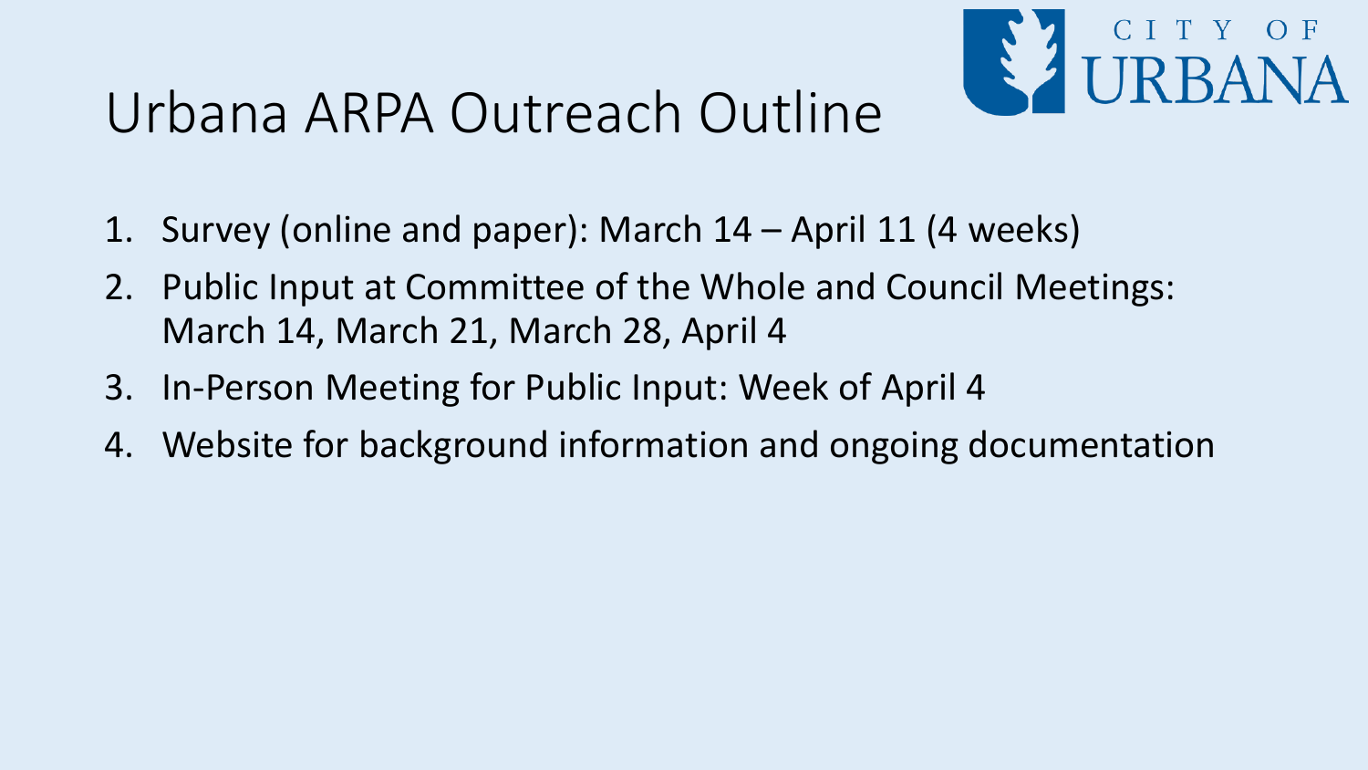# Urbana ARPA Outreach Outline

CITY OF URBANA

1. Survey (online and paper): March 14 – April 11 (4 weeks)
2. Public Input at Committee of the Whole and Council Meetings: March 14, March 21, March 28, April 4
3. In-Person Meeting for Public Input: Week of April 4
4. Website for background information and ongoing documentation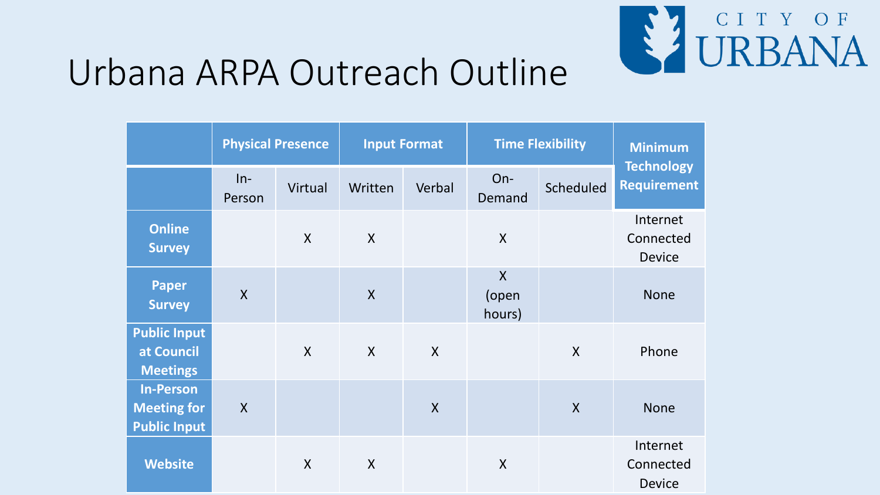# Urbana ARPA Outreach Outline

CITY OF URBANA

| | Physical Presence | | Input Format | | Time Flexibility | | Minimum Technology Requirement |
|---|---|---|---|---|---|---|---|
| | In-Person | Virtual | Written | Verbal | On-Demand | Scheduled | |
| **Online Survey** | | X | X | | X | | Internet Connected Device |
| **Paper Survey** | X | | X | | X (open hours) | | None |
| **Public Input at Council Meetings** | | X | X | X | | X | Phone |
| **In-Person Meeting for Public Input** | X | | | X | | X | None |
| **Website** | | X | X | | X | | Internet Connected Device |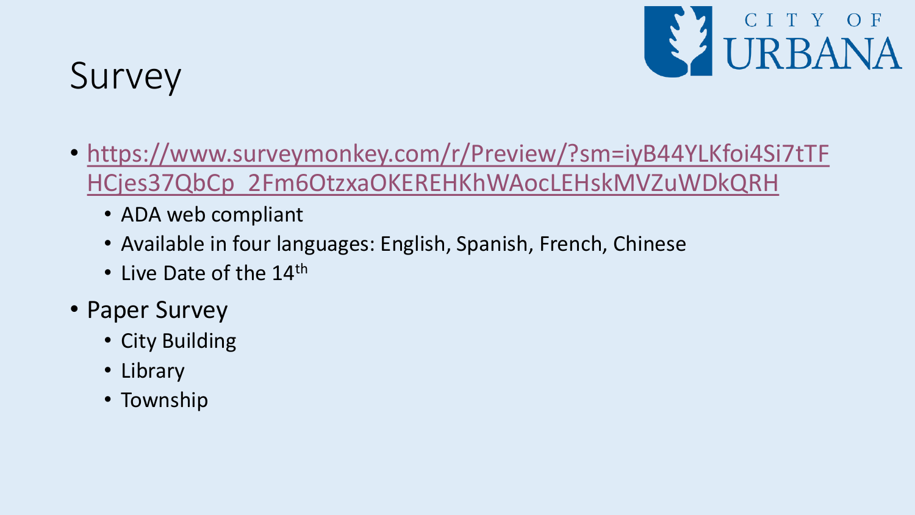# Survey

- https://www.surveymonkey.com/r/Preview/?sm=iyB44YLKfoi4Si7tTFHCjes37QbCp_2Fm6OtzxaOKEREHKhWAocLEHskMVZuWDkQRH
  - ADA web compliant
  - Available in four languages: English, Spanish, French, Chinese
  - Live Date of the 14th
- Paper Survey
  - City Building
  - Library
  - Township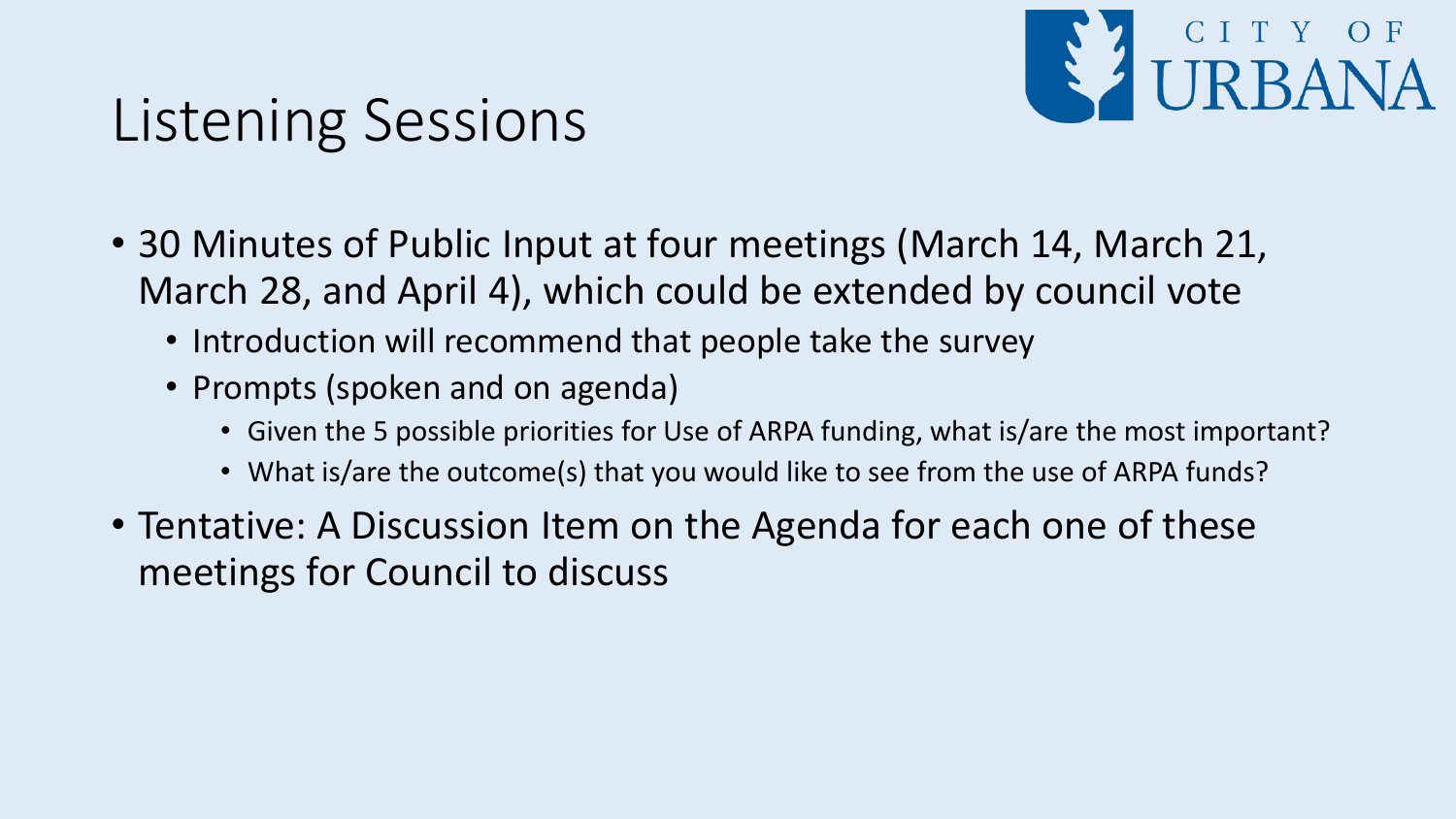# Listening Sessions

- 30 Minutes of Public Input at four meetings (March 14, March 21, March 28, and April 4), which could be extended by council vote
  - Introduction will recommend that people take the survey
  - Prompts (spoken and on agenda)
    - Given the 5 possible priorities for Use of ARPA funding, what is/are the most important?
    - What is/are the outcome(s) that you would like to see from the use of ARPA funds?
- Tentative: A Discussion Item on the Agenda for each one of these meetings for Council to discuss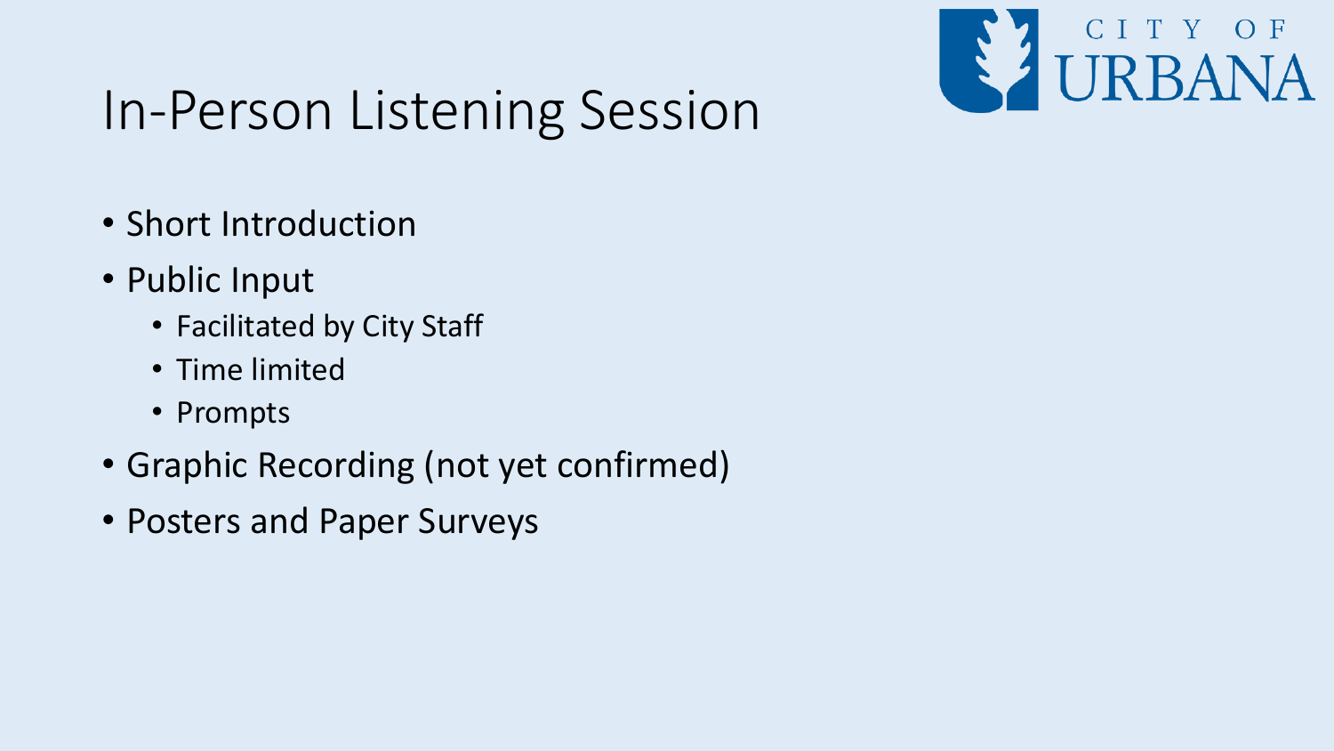# In-Person Listening Session

- Short Introduction
- Public Input
  - Facilitated by City Staff
  - Time limited
  - Prompts
- Graphic Recording (not yet confirmed)
- Posters and Paper Surveys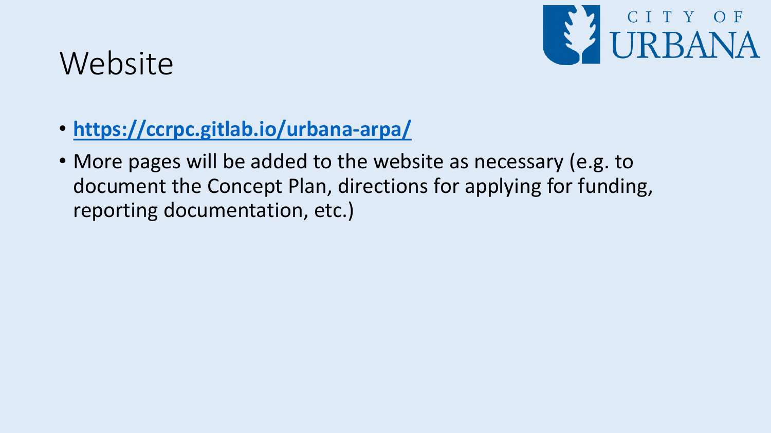# Website

- **https://ccrpc.gitlab.io/urbana-arpa/**
- More pages will be added to the website as necessary (e.g. to document the Concept Plan, directions for applying for funding, reporting documentation, etc.)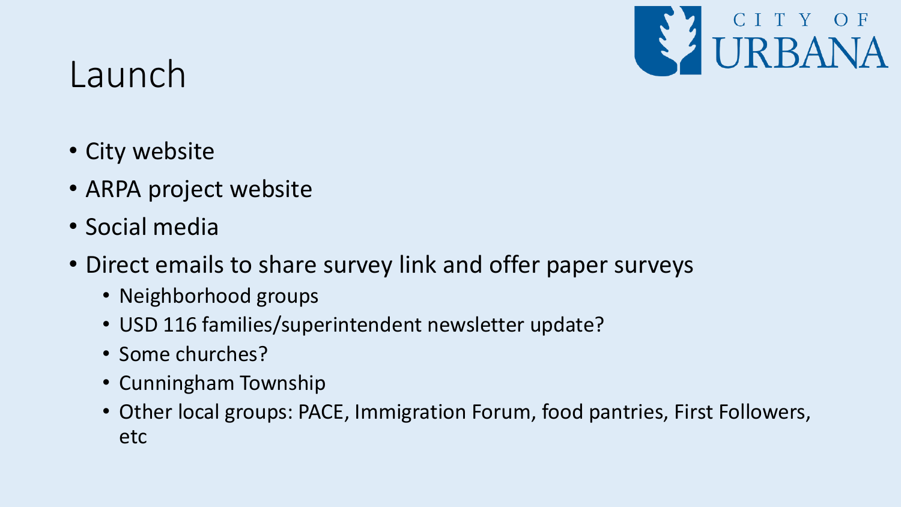# Launch

- City website
- ARPA project website
- Social media
- Direct emails to share survey link and offer paper surveys
  - Neighborhood groups
  - USD 116 families/superintendent newsletter update?
  - Some churches?
  - Cunningham Township
  - Other local groups: PACE, Immigration Forum, food pantries, First Followers, etc